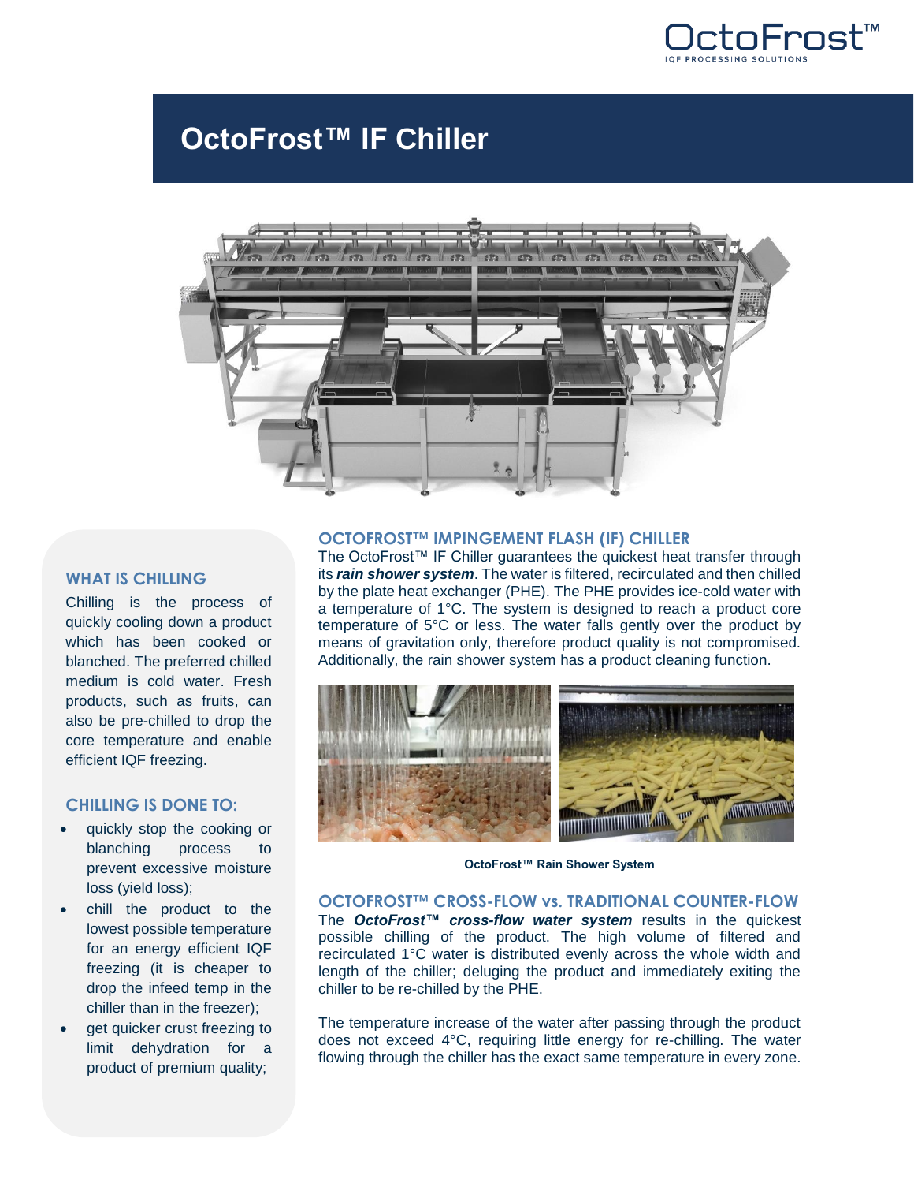# OctoFrost™ IF Chiller

### WHAT IS CHILLING

Chilling is the process of quickly cooling down a product which has been cooked or blanched. The preferred chilled medium is cold water. Fresh products, such as fruits, can also be pre-chilled to drop the core temperature and enable efficient IQF freezing.

### CHILLING IS DONE TO:

- quickly stop the cooking or blanching process to prevent excessive moisture loss (yield loss);
- chill the product to the lowest possible temperature for an energy efficient IQF freezing (it is cheaper to drop the infeed temp in the chiller than in the freezer);
- get quicker crust freezing to limit dehydration for a product of premium quality;

### OCTOFROST™ IMPINGEMENT FLASH (IF) CHILLER

The OctoFrost™ IF Chiller guarantees the quickest heat transfer through its ***rain shower system***. The water is filtered, recirculated and then chilled by the plate heat exchanger (PHE). The PHE provides ice-cold water with a temperature of 1°C. The system is designed to reach a product core temperature of 5°C or less. The water falls gently over the product by means of gravitation only, therefore product quality is not compromised. Additionally, the rain shower system has a product cleaning function.

**OctoFrost™ Rain Shower System**

### OCTOFROST™ CROSS-FLOW vs. TRADITIONAL COUNTER-FLOW

The ***OctoFrost™ cross-flow water system*** results in the quickest possible chilling of the product. The high volume of filtered and recirculated 1°C water is distributed evenly across the whole width and length of the chiller; deluging the product and immediately exiting the chiller to be re-chilled by the PHE.

The temperature increase of the water after passing through the product does not exceed 4°C, requiring little energy for re-chilling. The water flowing through the chiller has the exact same temperature in every zone.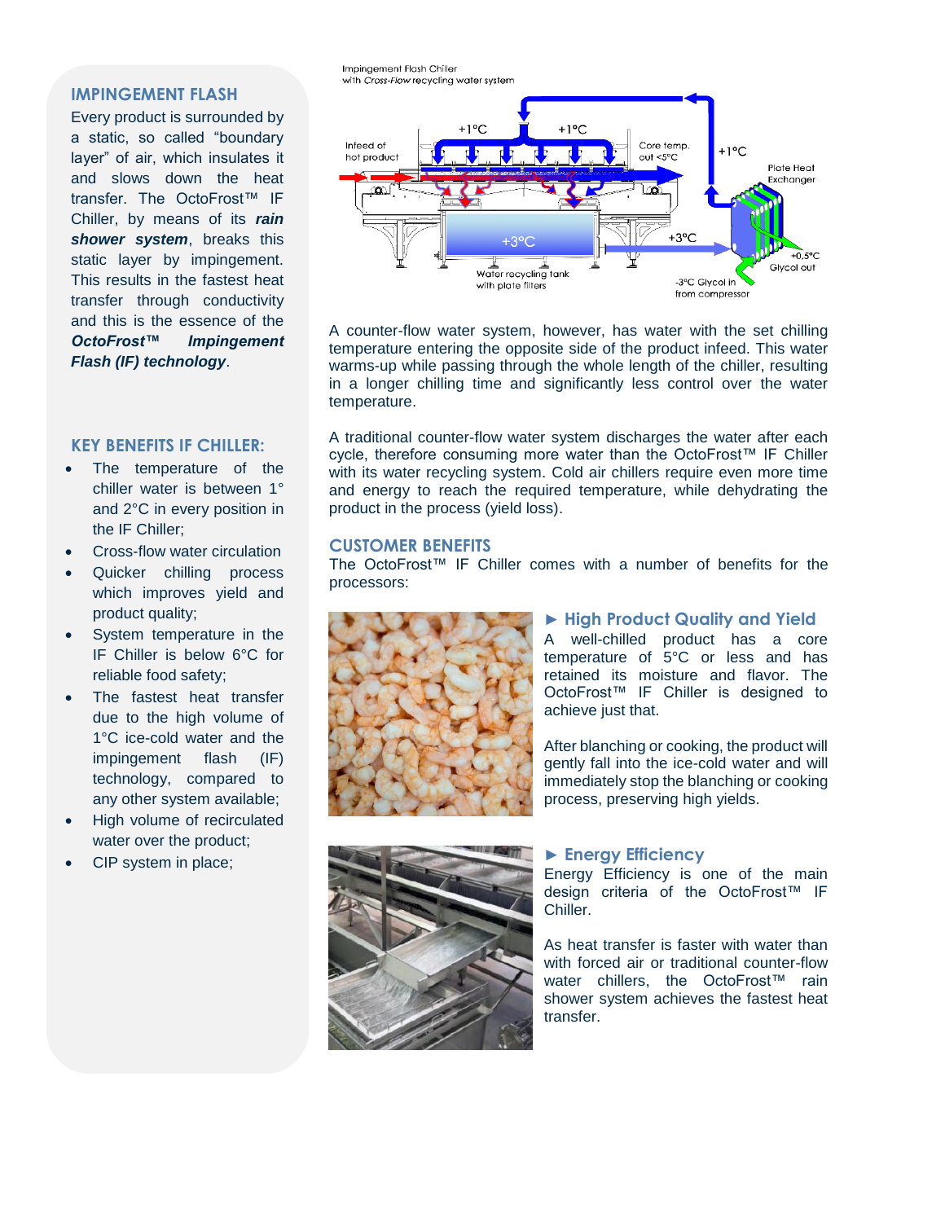## IMPINGEMENT FLASH

Every product is surrounded by a static, so called "boundary layer" of air, which insulates it and slows down the heat transfer. The OctoFrost™ IF Chiller, by means of its ***rain shower system***, breaks this static layer by impingement. This results in the fastest heat transfer through conductivity and this is the essence of the ***OctoFrost™ Impingement Flash (IF) technology***.

## KEY BENEFITS IF CHILLER:

- The temperature of the chiller water is between 1° and 2°C in every position in the IF Chiller;
- Cross-flow water circulation
- Quicker chilling process which improves yield and product quality;
- System temperature in the IF Chiller is below 6°C for reliable food safety;
- The fastest heat transfer due to the high volume of 1°C ice-cold water and the impingement flash (IF) technology, compared to any other system available;
- High volume of recirculated water over the product;
- CIP system in place;

Impingement Flash Chiller with *Cross-Flow* recycling water system

Infeed of hot product | +1°C | +1°C | Core temp. out <5°C | +1°C | Plate Heat Exchanger | +3°C | +3°C | +0,5°C Glycol out | -3°C Glycol in from compressor | Water recycling tank with plate filters

A counter-flow water system, however, has water with the set chilling temperature entering the opposite side of the product infeed. This water warms-up while passing through the whole length of the chiller, resulting in a longer chilling time and significantly less control over the water temperature.

A traditional counter-flow water system discharges the water after each cycle, therefore consuming more water than the OctoFrost™ IF Chiller with its water recycling system. Cold air chillers require even more time and energy to reach the required temperature, while dehydrating the product in the process (yield loss).

## CUSTOMER BENEFITS

The OctoFrost™ IF Chiller comes with a number of benefits for the processors:

### ► High Product Quality and Yield

A well-chilled product has a core temperature of 5°C or less and has retained its moisture and flavor. The OctoFrost™ IF Chiller is designed to achieve just that.

After blanching or cooking, the product will gently fall into the ice-cold water and will immediately stop the blanching or cooking process, preserving high yields.

### ► Energy Efficiency

Energy Efficiency is one of the main design criteria of the OctoFrost™ IF Chiller.

As heat transfer is faster with water than with forced air or traditional counter-flow water chillers, the OctoFrost™ rain shower system achieves the fastest heat transfer.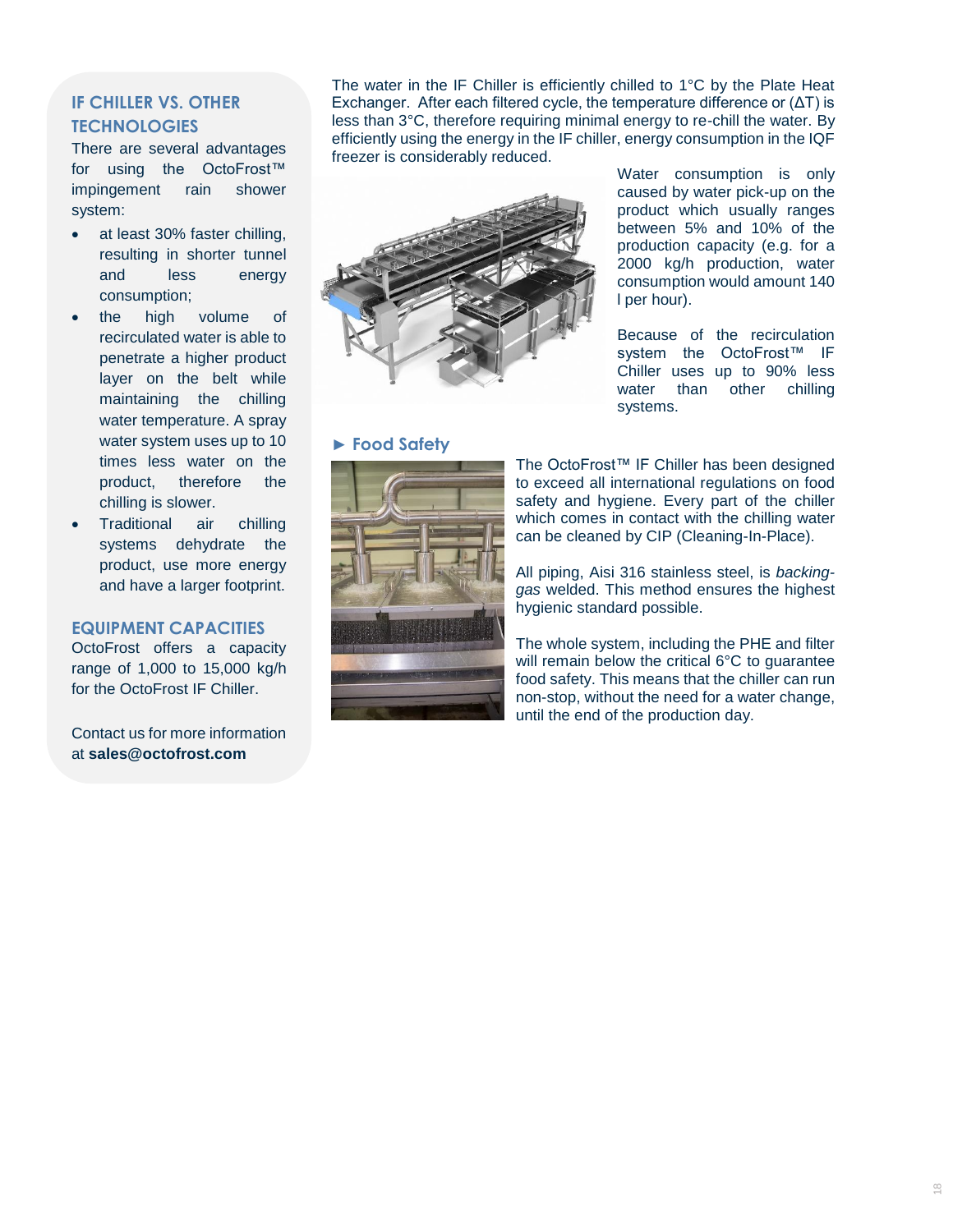## IF CHILLER VS. OTHER TECHNOLOGIES

There are several advantages for using the OctoFrost™ impingement rain shower system:

- at least 30% faster chilling, resulting in shorter tunnel and less energy consumption;
- the high volume of recirculated water is able to penetrate a higher product layer on the belt while maintaining the chilling water temperature. A spray water system uses up to 10 times less water on the product, therefore the chilling is slower.
- Traditional air chilling systems dehydrate the product, use more energy and have a larger footprint.

## EQUIPMENT CAPACITIES

OctoFrost offers a capacity range of 1,000 to 15,000 kg/h for the OctoFrost IF Chiller.

Contact us for more information at **sales@octofrost.com**

The water in the IF Chiller is efficiently chilled to 1°C by the Plate Heat Exchanger. After each filtered cycle, the temperature difference or (ΔT) is less than 3°C, therefore requiring minimal energy to re-chill the water. By efficiently using the energy in the IF chiller, energy consumption in the IQF freezer is considerably reduced.

Water consumption is only caused by water pick-up on the product which usually ranges between 5% and 10% of the production capacity (e.g. for a 2000 kg/h production, water consumption would amount 140 l per hour).

Because of the recirculation system the OctoFrost™ IF Chiller uses up to 90% less water than other chilling systems.

## ► Food Safety

The OctoFrost™ IF Chiller has been designed to exceed all international regulations on food safety and hygiene. Every part of the chiller which comes in contact with the chilling water can be cleaned by CIP (Cleaning-In-Place).

All piping, Aisi 316 stainless steel, is *backing-gas* welded. This method ensures the highest hygienic standard possible.

The whole system, including the PHE and filter will remain below the critical 6°C to guarantee food safety. This means that the chiller can run non-stop, without the need for a water change, until the end of the production day.